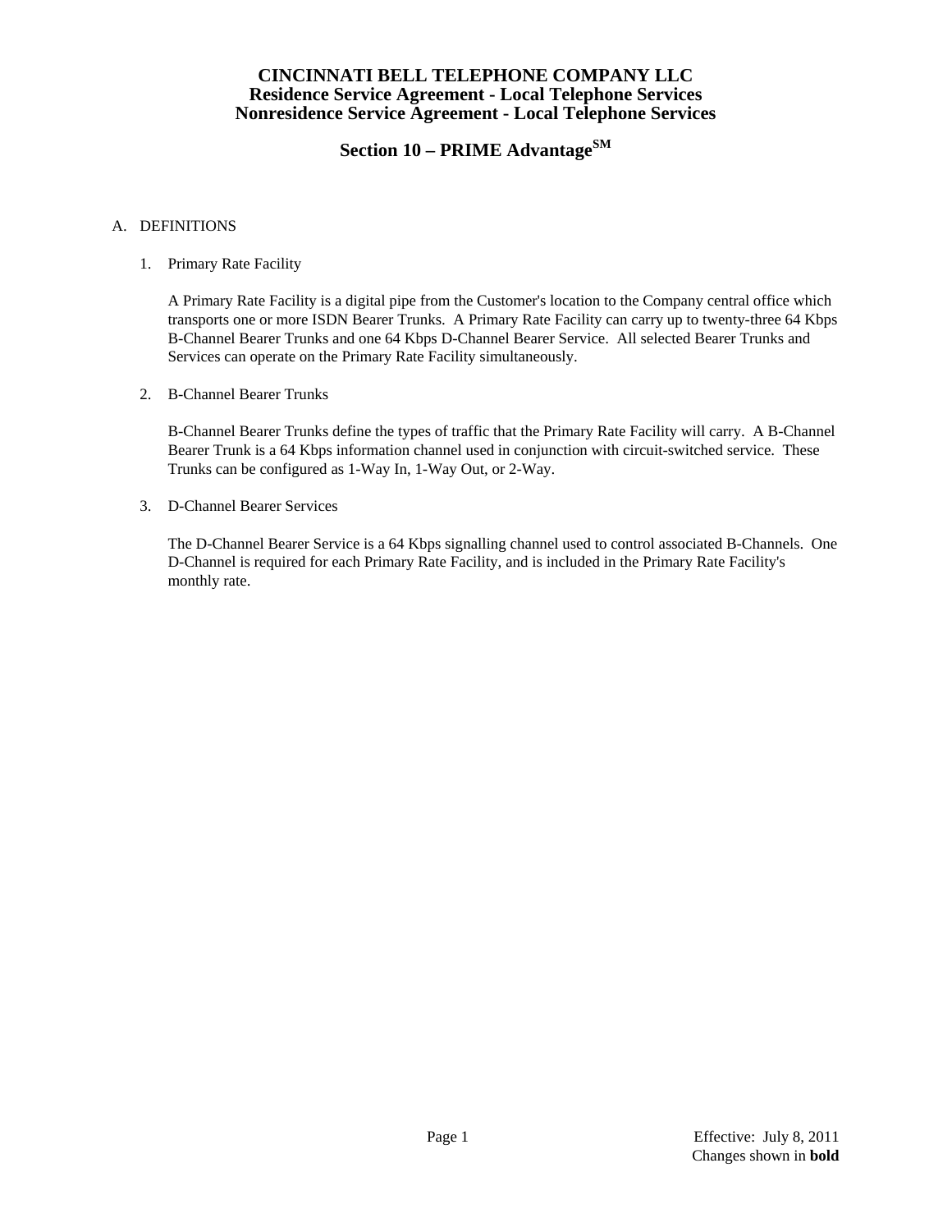# CINCINNATI BELL TELEPHONE COMPANY LLC
## Residence Service Agreement - Local Telephone Services
## Nonresidence Service Agreement - Local Telephone Services

## Section 10 – PRIME Advantage[SM]

A. DEFINITIONS

1. Primary Rate Facility

   A Primary Rate Facility is a digital pipe from the Customer's location to the Company central office which transports one or more ISDN Bearer Trunks. A Primary Rate Facility can carry up to twenty-three 64 Kbps B-Channel Bearer Trunks and one 64 Kbps D-Channel Bearer Service. All selected Bearer Trunks and Services can operate on the Primary Rate Facility simultaneously.

2. B-Channel Bearer Trunks

   B-Channel Bearer Trunks define the types of traffic that the Primary Rate Facility will carry. A B-Channel Bearer Trunk is a 64 Kbps information channel used in conjunction with circuit-switched service. These Trunks can be configured as 1-Way In, 1-Way Out, or 2-Way.

3. D-Channel Bearer Services

   The D-Channel Bearer Service is a 64 Kbps signalling channel used to control associated B-Channels. One D-Channel is required for each Primary Rate Facility, and is included in the Primary Rate Facility's monthly rate.

Effective: July 8, 2011
Changes shown in **bold**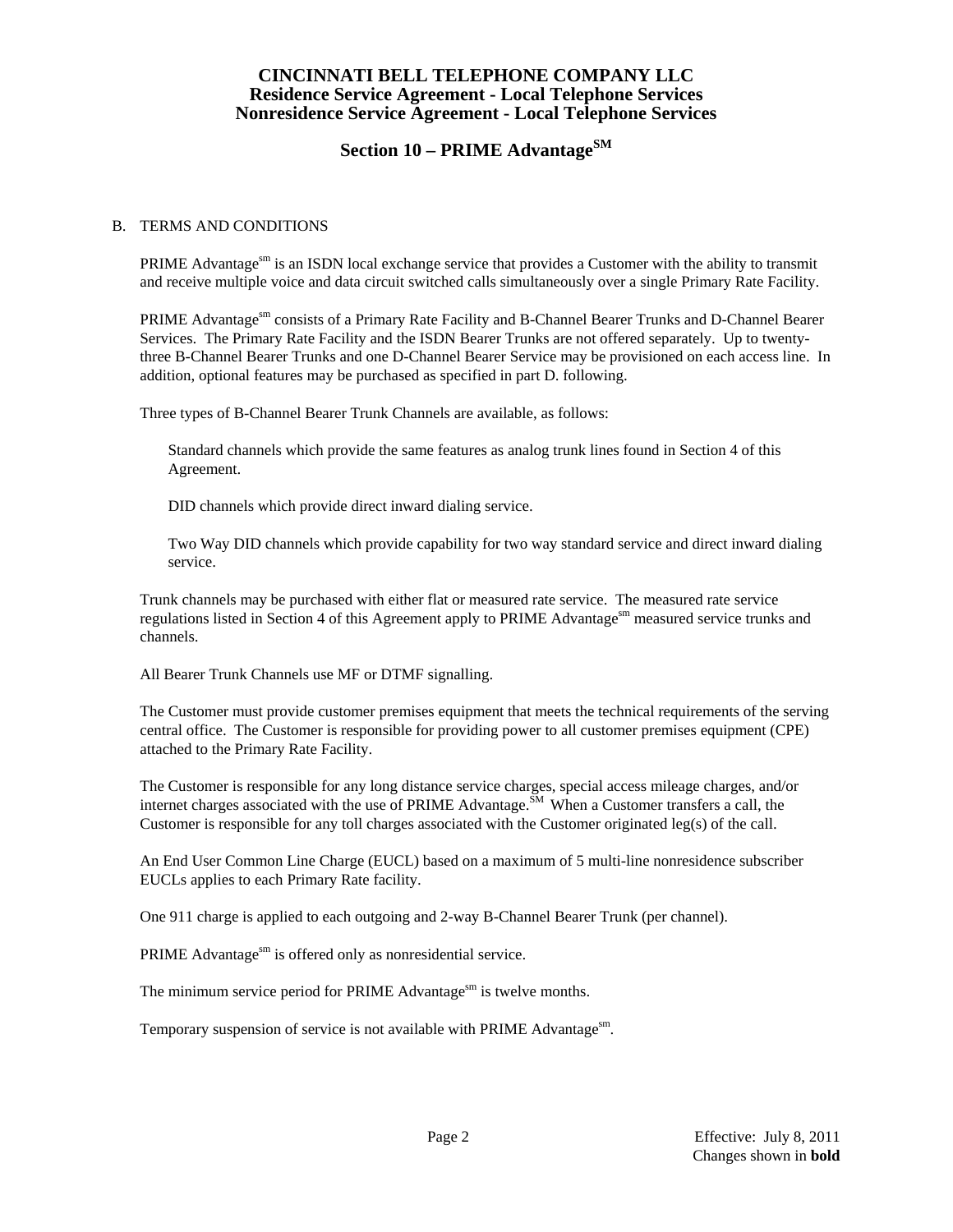# CINCINNATI BELL TELEPHONE COMPANY LLC
## Residence Service Agreement - Local Telephone Services
## Nonresidence Service Agreement - Local Telephone Services

## Section 10 – PRIME Advantage^SM

B. TERMS AND CONDITIONS

PRIME Advantage^sm is an ISDN local exchange service that provides a Customer with the ability to transmit and receive multiple voice and data circuit switched calls simultaneously over a single Primary Rate Facility.

PRIME Advantage^sm consists of a Primary Rate Facility and B-Channel Bearer Trunks and D-Channel Bearer Services. The Primary Rate Facility and the ISDN Bearer Trunks are not offered separately. Up to twenty-three B-Channel Bearer Trunks and one D-Channel Bearer Service may be provisioned on each access line. In addition, optional features may be purchased as specified in part D. following.

Three types of B-Channel Bearer Trunk Channels are available, as follows:

Standard channels which provide the same features as analog trunk lines found in Section 4 of this Agreement.

DID channels which provide direct inward dialing service.

Two Way DID channels which provide capability for two way standard service and direct inward dialing service.

Trunk channels may be purchased with either flat or measured rate service. The measured rate service regulations listed in Section 4 of this Agreement apply to PRIME Advantage^sm measured service trunks and channels.

All Bearer Trunk Channels use MF or DTMF signalling.

The Customer must provide customer premises equipment that meets the technical requirements of the serving central office. The Customer is responsible for providing power to all customer premises equipment (CPE) attached to the Primary Rate Facility.

The Customer is responsible for any long distance service charges, special access mileage charges, and/or internet charges associated with the use of PRIME Advantage.^SM When a Customer transfers a call, the Customer is responsible for any toll charges associated with the Customer originated leg(s) of the call.

An End User Common Line Charge (EUCL) based on a maximum of 5 multi-line nonresidence subscriber EUCLs applies to each Primary Rate facility.

One 911 charge is applied to each outgoing and 2-way B-Channel Bearer Trunk (per channel).

PRIME Advantage^sm is offered only as nonresidential service.

The minimum service period for PRIME Advantage^sm is twelve months.

Temporary suspension of service is not available with PRIME Advantage^sm.

Effective: July 8, 2011
Changes shown in **bold**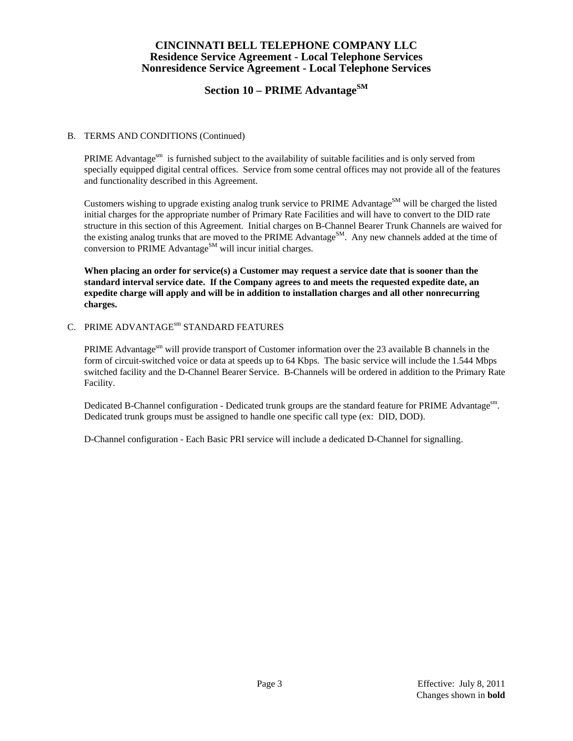# CINCINNATI BELL TELEPHONE COMPANY LLC
## Residence Service Agreement - Local Telephone Services
## Nonresidence Service Agreement - Local Telephone Services

## Section 10 – PRIME Advantage$^{SM}$

B. TERMS AND CONDITIONS (Continued)

PRIME Advantage$^{sm}$ is furnished subject to the availability of suitable facilities and is only served from specially equipped digital central offices. Service from some central offices may not provide all of the features and functionality described in this Agreement.

Customers wishing to upgrade existing analog trunk service to PRIME Advantage$^{SM}$ will be charged the listed initial charges for the appropriate number of Primary Rate Facilities and will have to convert to the DID rate structure in this section of this Agreement. Initial charges on B-Channel Bearer Trunk Channels are waived for the existing analog trunks that are moved to the PRIME Advantage$^{SM}$. Any new channels added at the time of conversion to PRIME Advantage$^{SM}$ will incur initial charges.

**When placing an order for service(s) a Customer may request a service date that is sooner than the standard interval service date. If the Company agrees to and meets the requested expedite date, an expedite charge will apply and will be in addition to installation charges and all other nonrecurring charges.**

C. PRIME ADVANTAGE$^{sm}$ STANDARD FEATURES

PRIME Advantage$^{sm}$ will provide transport of Customer information over the 23 available B channels in the form of circuit-switched voice or data at speeds up to 64 Kbps. The basic service will include the 1.544 Mbps switched facility and the D-Channel Bearer Service. B-Channels will be ordered in addition to the Primary Rate Facility.

Dedicated B-Channel configuration - Dedicated trunk groups are the standard feature for PRIME Advantage$^{sm}$. Dedicated trunk groups must be assigned to handle one specific call type (ex: DID, DOD).

D-Channel configuration - Each Basic PRI service will include a dedicated D-Channel for signalling.

Effective: July 8, 2011
Changes shown in **bold**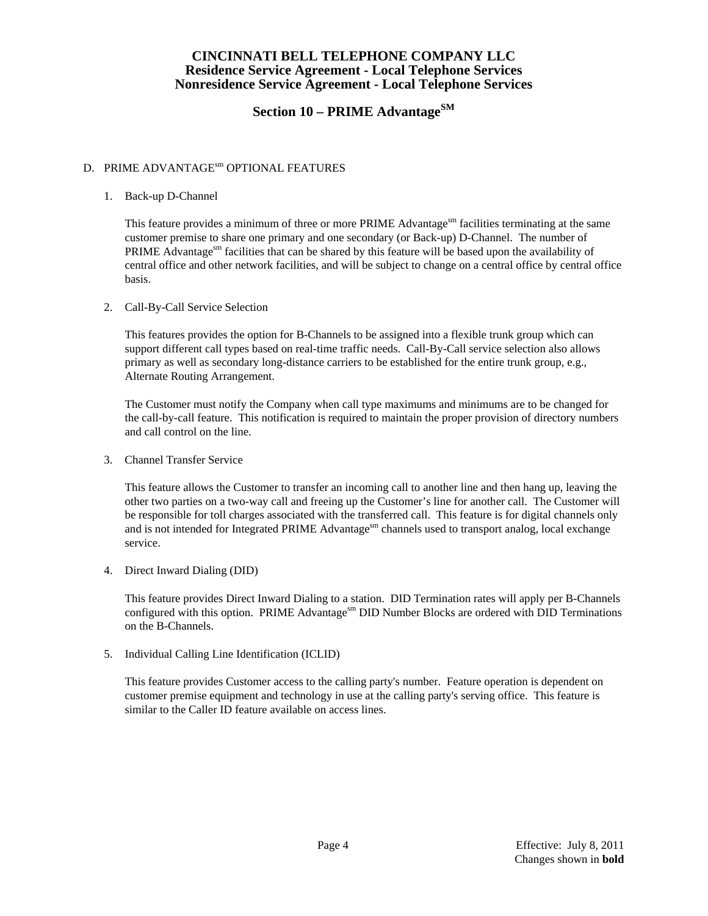# CINCINNATI BELL TELEPHONE COMPANY LLC
## Residence Service Agreement - Local Telephone Services
## Nonresidence Service Agreement - Local Telephone Services

## Section 10 – PRIME Advantage[SM]

D. PRIME ADVANTAGE[sm] OPTIONAL FEATURES

1. Back-up D-Channel

   This feature provides a minimum of three or more PRIME Advantage[sm] facilities terminating at the same customer premise to share one primary and one secondary (or Back-up) D-Channel. The number of PRIME Advantage[sm] facilities that can be shared by this feature will be based upon the availability of central office and other network facilities, and will be subject to change on a central office by central office basis.

2. Call-By-Call Service Selection

   This features provides the option for B-Channels to be assigned into a flexible trunk group which can support different call types based on real-time traffic needs. Call-By-Call service selection also allows primary as well as secondary long-distance carriers to be established for the entire trunk group, e.g., Alternate Routing Arrangement.

   The Customer must notify the Company when call type maximums and minimums are to be changed for the call-by-call feature. This notification is required to maintain the proper provision of directory numbers and call control on the line.

3. Channel Transfer Service

   This feature allows the Customer to transfer an incoming call to another line and then hang up, leaving the other two parties on a two-way call and freeing up the Customer's line for another call. The Customer will be responsible for toll charges associated with the transferred call. This feature is for digital channels only and is not intended for Integrated PRIME Advantage[sm] channels used to transport analog, local exchange service.

4. Direct Inward Dialing (DID)

   This feature provides Direct Inward Dialing to a station. DID Termination rates will apply per B-Channels configured with this option. PRIME Advantage[sm] DID Number Blocks are ordered with DID Terminations on the B-Channels.

5. Individual Calling Line Identification (ICLID)

   This feature provides Customer access to the calling party's number. Feature operation is dependent on customer premise equipment and technology in use at the calling party's serving office. This feature is similar to the Caller ID feature available on access lines.

Effective: July 8, 2011
Changes shown in **bold**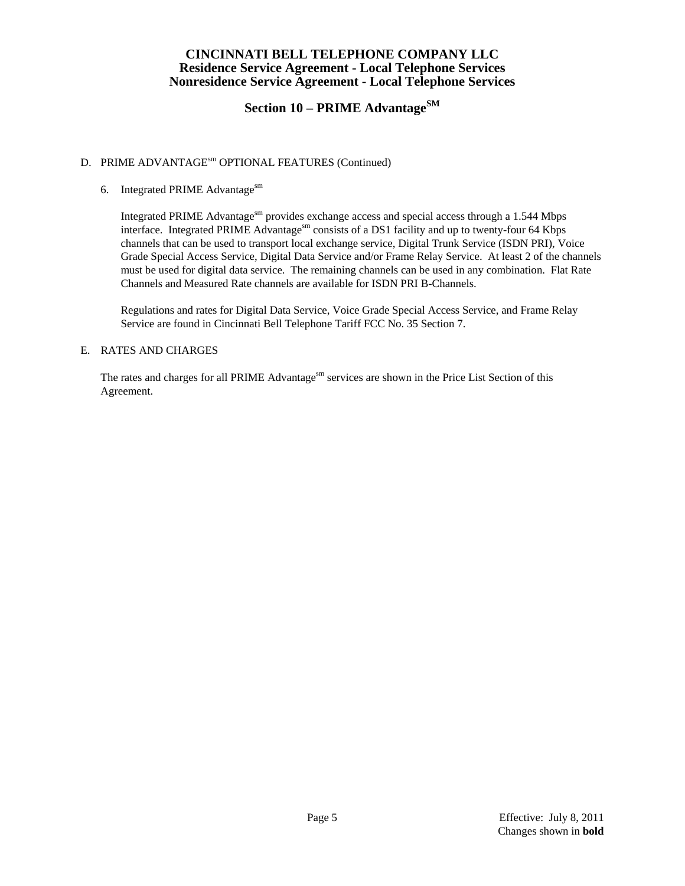# CINCINNATI BELL TELEPHONE COMPANY LLC
## Residence Service Agreement - Local Telephone Services
## Nonresidence Service Agreement - Local Telephone Services

## Section 10 – PRIME Advantage[SM]

D. PRIME ADVANTAGE[sm] OPTIONAL FEATURES (Continued)

6. Integrated PRIME Advantage[sm]

   Integrated PRIME Advantage[sm] provides exchange access and special access through a 1.544 Mbps interface. Integrated PRIME Advantage[sm] consists of a DS1 facility and up to twenty-four 64 Kbps channels that can be used to transport local exchange service, Digital Trunk Service (ISDN PRI), Voice Grade Special Access Service, Digital Data Service and/or Frame Relay Service. At least 2 of the channels must be used for digital data service. The remaining channels can be used in any combination. Flat Rate Channels and Measured Rate channels are available for ISDN PRI B-Channels.

   Regulations and rates for Digital Data Service, Voice Grade Special Access Service, and Frame Relay Service are found in Cincinnati Bell Telephone Tariff FCC No. 35 Section 7.

E. RATES AND CHARGES

The rates and charges for all PRIME Advantage[sm] services are shown in the Price List Section of this Agreement.

Effective: July 8, 2011
Changes shown in **bold**